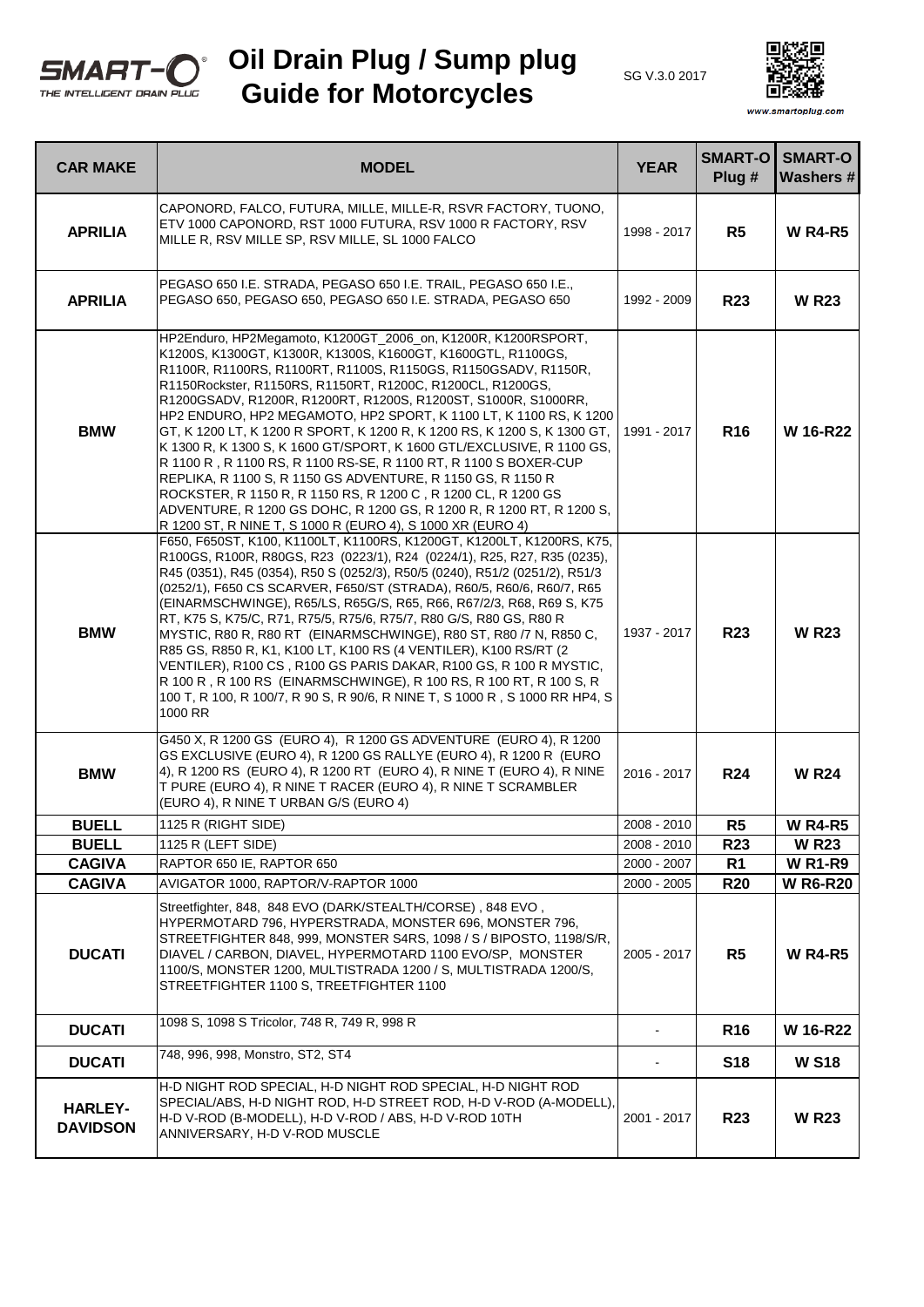# Oil Drain Plug / Sump plug Guide for Motorcycles

SMART-O® THE INTELLIGENT DRAIN PLUG

SG V.3.0 2017

www.smartoplug.com

| CAR MAKE | MODEL | YEAR | SMART-O Plug # | SMART-O Washers # |
|---|---|---|---|---|
| **APRILIA** | CAPONORD, FALCO, FUTURA, MILLE, MILLE-R, RSVR FACTORY, TUONO, ETV 1000 CAPONORD, RST 1000 FUTURA, RSV 1000 R FACTORY, RSV MILLE R, RSV MILLE SP, RSV MILLE, SL 1000 FALCO | 1998 - 2017 | **R5** | **W R4-R5** |
| **APRILIA** | PEGASO 650 I.E. STRADA, PEGASO 650 I.E. TRAIL, PEGASO 650 I.E., PEGASO 650, PEGASO 650, PEGASO 650 I.E. STRADA, PEGASO 650 | 1992 - 2009 | **R23** | **W R23** |
| **BMW** | HP2Enduro, HP2Megamoto, K1200GT_2006_on, K1200R, K1200RSPORT, K1200S, K1300GT, K1300R, K1300S, K1600GT, K1600GTL, R1100GS, R1100R, R1100RS, R1100RT, R1100S, R1150GS, R1150GSADV, R1150R, R1150Rockster, R1150RS, R1150RT, R1200C, R1200CL, R1200GS, R1200GSADV, R1200R, R1200RT, R1200S, R1200ST, S1000R, S1000RR, HP2 ENDURO, HP2 MEGAMOTO, HP2 SPORT, K 1100 LT, K 1100 RS, K 1200 GT, K 1200 LT, K 1200 R SPORT, K 1200 R, K 1200 RS, K 1200 S, K 1300 GT, K 1300 R, K 1300 S, K 1600 GT/SPORT, K 1600 GTL/EXCLUSIVE, R 1100 GS, R 1100 R , R 1100 RS, R 1100 RS-SE, R 1100 RT, R 1100 S BOXER-CUP REPLIKA, R 1100 S, R 1150 GS ADVENTURE, R 1150 GS, R 1150 R ROCKSTER, R 1150 R, R 1150 RS, R 1200 C , R 1200 CL, R 1200 GS ADVENTURE, R 1200 GS DOHC, R 1200 GS, R 1200 R, R 1200 RT, R 1200 S, R 1200 ST, R NINE T, S 1000 R (EURO 4), S 1000 XR (EURO 4) | 1991 - 2017 | **R16** | **W 16-R22** |
| **BMW** | F650, F650ST, K100, K1100LT, K1100RS, K1200GT, K1200LT, K1200RS, K75, R100GS, R100R, R80GS, R23 (0223/1), R24 (0224/1), R25, R27, R35 (0235), R45 (0351), R45 (0354), R50 S (0252/3), R50/5 (0240), R51/2 (0251/2), R51/3 (0252/1), F650 CS SCARVER, F650/ST (STRADA), R60/5, R60/6, R60/7, R65 (EINARMSCHWINGE), R65/LS, R65G/S, R65, R66, R67/2/3, R68, R69 S, K75 RT, K75 S, K75/C, R71, R75/5, R75/6, R75/7, R80 G/S, R80 GS, R80 R MYSTIC, R80 R, R80 RT (EINARMSCHWINGE), R80 ST, R80 /7 N, R850 C, R85 GS, R850 R, K1, K100 LT, K100 RS (4 VENTILER), K100 RS/RT (2 VENTILER), R100 CS , R100 GS PARIS DAKAR, R100 GS, R 100 R MYSTIC, R 100 R , R 100 RS (EINARMSCHWINGE), R 100 RS, R 100 RT, R 100 S, R 100 T, R 100, R 100/7, R 90 S, R 90/6, R NINE T, S 1000 R , S 1000 RR HP4, S 1000 RR | 1937 - 2017 | **R23** | **W R23** |
| **BMW** | G450 X, R 1200 GS (EURO 4), R 1200 GS ADVENTURE (EURO 4), R 1200 GS EXCLUSIVE (EURO 4), R 1200 GS RALLYE (EURO 4), R 1200 R (EURO 4), R 1200 RS (EURO 4), R 1200 RT (EURO 4), R NINE T (EURO 4), R NINE T PURE (EURO 4), R NINE T RACER (EURO 4), R NINE T SCRAMBLER (EURO 4), R NINE T URBAN G/S (EURO 4) | 2016 - 2017 | **R24** | **W R24** |
| **BUELL** | 1125 R (RIGHT SIDE) | 2008 - 2010 | **R5** | **W R4-R5** |
| **BUELL** | 1125 R (LEFT SIDE) | 2008 - 2010 | **R23** | **W R23** |
| **CAGIVA** | RAPTOR 650 IE, RAPTOR 650 | 2000 - 2007 | **R1** | **W R1-R9** |
| **CAGIVA** | AVIGATOR 1000, RAPTOR/V-RAPTOR 1000 | 2000 - 2005 | **R20** | **W R6-R20** |
| **DUCATI** | Streetfighter, 848, 848 EVO (DARK/STEALTH/CORSE) , 848 EVO , HYPERMOTARD 796, HYPERSTRADA, MONSTER 696, MONSTER 796, STREETFIGHTER 848, 999, MONSTER S4RS, 1098 / S / BIPOSTO, 1198/S/R, DIAVEL / CARBON, DIAVEL, HYPERMOTARD 1100 EVO/SP, MONSTER 1100/S, MONSTER 1200, MULTISTRADA 1200 / S, MULTISTRADA 1200/S, STREETFIGHTER 1100 S, TREETFIGHTER 1100 | 2005 - 2017 | **R5** | **W R4-R5** |
| **DUCATI** | 1098 S, 1098 S Tricolor, 748 R, 749 R, 998 R | - | **R16** | **W 16-R22** |
| **DUCATI** | 748, 996, 998, Monstro, ST2, ST4 | - | **S18** | **W S18** |
| **HARLEY-DAVIDSON** | H-D NIGHT ROD SPECIAL, H-D NIGHT ROD SPECIAL, H-D NIGHT ROD SPECIAL/ABS, H-D NIGHT ROD, H-D STREET ROD, H-D V-ROD (A-MODELL), H-D V-ROD (B-MODELL), H-D V-ROD / ABS, H-D V-ROD 10TH ANNIVERSARY, H-D V-ROD MUSCLE | 2001 - 2017 | **R23** | **W R23** |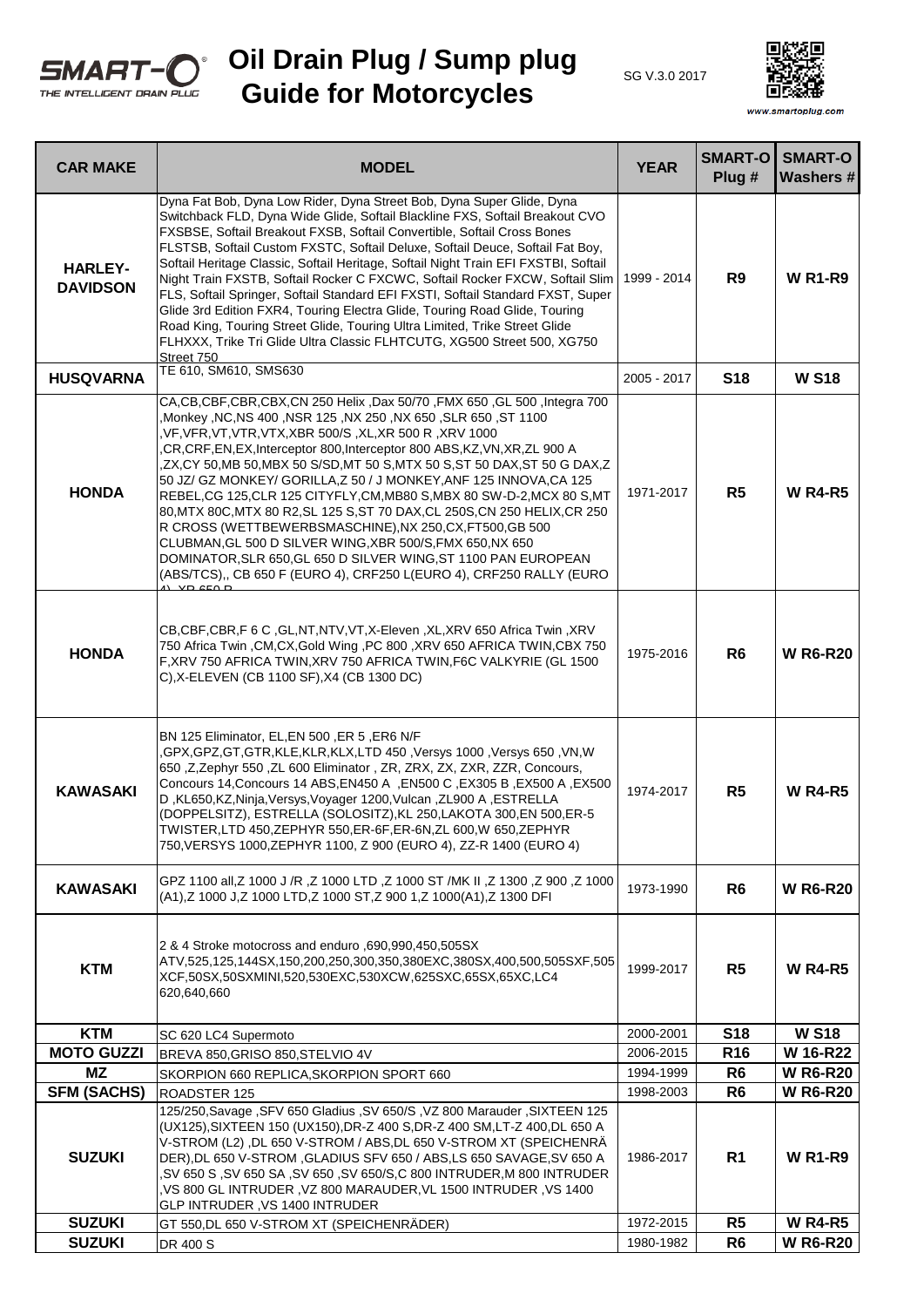# Oil Drain Plug / Sump plug Guide for Motorcycles

SG V.3.0 2017

www.smartoplug.com

| CAR MAKE | MODEL | YEAR | SMART-O Plug # | SMART-O Washers # |
|---|---|---|---|---|
| HARLEY-DAVIDSON | Dyna Fat Bob, Dyna Low Rider, Dyna Street Bob, Dyna Super Glide, Dyna Switchback FLD, Dyna Wide Glide, Softail Blackline FXS, Softail Breakout CVO FXSBSE, Softail Breakout FXSB, Softail Convertible, Softail Cross Bones FLSTSB, Softail Custom FXSTC, Softail Deluxe, Softail Deuce, Softail Fat Boy, Softail Heritage Classic, Softail Heritage, Softail Night Train EFI FXSTBI, Softail Night Train FXSTB, Softail Rocker C FXCWC, Softail Rocker FXCW, Softail Slim FLS, Softail Springer, Softail Standard EFI FXSTI, Softail Standard FXST, Super Glide 3rd Edition FXR4, Touring Electra Glide, Touring Road Glide, Touring Road King, Touring Street Glide, Touring Ultra Limited, Trike Street Glide FLHXXX, Trike Tri Glide Ultra Classic FLHTCUTG, XG500 Street 500, XG750 Street 750 | 1999 - 2014 | R9 | W R1-R9 |
| HUSQVARNA | TE 610, SM610, SMS630 | 2005 - 2017 | S18 | W S18 |
| HONDA | CA,CB,CBF,CBR,CBX,CN 250 Helix ,Dax 50/70 ,FMX 650 ,GL 500 ,Integra 700 ,Monkey ,NC,NS 400 ,NSR 125 ,NX 250 ,NX 650 ,SLR 650 ,ST 1100 ,VF,VFR,VT,VTR,VTX,XBR 500/S ,XL,XR 500 R ,XRV 1000 ,CR,CRF,EN,EX,Interceptor 800,Interceptor 800 ABS,KZ,VN,XR,ZL 900 A ,ZX,CY 50,MB 50,MBX 50 S/SD,MT 50 S,MTX 50 S,ST 50 DAX,ST 50 G DAX,Z 50 JZ/ GZ MONKEY/ GORILLA,Z 50 / J MONKEY,ANF 125 INNOVA,CA 125 REBEL,CG 125,CLR 125 CITYFLY,CM,MB80 S,MBX 80 SW-D-2,MCX 80 S,MT 80,MTX 80C,MTX 80 R2,SL 125 S,ST 70 DAX,CL 250S,CN 250 HELIX,CR 250 R CROSS (WETTBEWERBSMASCHINE),NX 250,CX,FT500,GB 500 CLUBMAN,GL 500 D SILVER WING,XBR 500/S,FMX 650,NX 650 DOMINATOR,SLR 650,GL 650 D SILVER WING,ST 1100 PAN EUROPEAN (ABS/TCS),, CB 650 F (EURO 4), CRF250 L(EURO 4), CRF250 RALLY (EURO 4), XR 650 R | 1971-2017 | R5 | W R4-R5 |
| HONDA | CB,CBF,CBR,F 6 C ,GL,NT,NTV,VT,X-Eleven ,XL,XRV 650 Africa Twin ,XRV 750 Africa Twin ,CM,CX,Gold Wing ,PC 800 ,XRV 650 AFRICA TWIN,CBX 750 F,XRV 750 AFRICA TWIN,XRV 750 AFRICA TWIN,F6C VALKYRIE (GL 1500 C),X-ELEVEN (CB 1100 SF),X4 (CB 1300 DC) | 1975-2016 | R6 | W R6-R20 |
| KAWASAKI | BN 125 Eliminator, EL,EN 500 ,ER 5 ,ER6 N/F ,GPX,GPZ,GT,GTR,KLE,KLR,KLX,LTD 450 ,Versys 1000 ,Versys 650 ,VN,W 650 ,Z,Zephyr 550 ,ZL 600 Eliminator , ZR, ZRX, ZX, ZXR, ZZR, Concours, Concours 14,Concours 14 ABS,EN450 A ,EN500 C ,EX305 B ,EX500 A ,EX500 D ,KL650,KZ,Ninja,Versys,Voyager 1200,Vulcan ,ZL900 A ,ESTRELLA (DOPPELSITZ), ESTRELLA (SOLOSITZ),KL 250,LAKOTA 300,EN 500,ER-5 TWISTER,LTD 450,ZEPHYR 550,ER-6F,ER-6N,ZL 600,W 650,ZEPHYR 750,VERSYS 1000,ZEPHYR 1100, Z 900 (EURO 4), ZZ-R 1400 (EURO 4) | 1974-2017 | R5 | W R4-R5 |
| KAWASAKI | GPZ 1100 all,Z 1000 J /R ,Z 1000 LTD ,Z 1000 ST /MK II ,Z 1300 ,Z 900 ,Z 1000 (A1),Z 1000 J,Z 1000 LTD,Z 1000 ST,Z 900 1,Z 1000(A1),Z 1300 DFI | 1973-1990 | R6 | W R6-R20 |
| KTM | 2 & 4 Stroke motocross and enduro ,690,990,450,505SX ATV,525,125,144SX,150,200,250,300,350,380EXC,380SX,400,500,505SXF,505 XCF,50SX,50SXMINI,520,530EXC,530XCW,625SXC,65SX,65XC,LC4 620,640,660 | 1999-2017 | R5 | W R4-R5 |
| KTM | SC 620 LC4 Supermoto | 2000-2001 | S18 | W S18 |
| MOTO GUZZI | BREVA 850,GRISO 850,STELVIO 4V | 2006-2015 | R16 | W 16-R22 |
| MZ | SKORPION 660 REPLICA,SKORPION SPORT 660 | 1994-1999 | R6 | W R6-R20 |
| SFM (SACHS) | ROADSTER 125 | 1998-2003 | R6 | W R6-R20 |
| SUZUKI | 125/250,Savage ,SFV 650 Gladius ,SV 650/S ,VZ 800 Marauder ,SIXTEEN 125 (UX125),SIXTEEN 150 (UX150),DR-Z 400 S,DR-Z 400 SM,LT-Z 400,DL 650 A V-STROM (L2) ,DL 650 V-STROM / ABS,DL 650 V-STROM XT (SPEICHENRÄDER),DL 650 V-STROM ,GLADIUS SFV 650 / ABS,LS 650 SAVAGE,SV 650 A ,SV 650 S ,SV 650 SA ,SV 650 ,SV 650/S,C 800 INTRUDER,M 800 INTRUDER ,VS 800 GL INTRUDER ,VZ 800 MARAUDER,VL 1500 INTRUDER ,VS 1400 GLP INTRUDER ,VS 1400 INTRUDER | 1986-2017 | R1 | W R1-R9 |
| SUZUKI | GT 550,DL 650 V-STROM XT (SPEICHENRÄDER) | 1972-2015 | R5 | W R4-R5 |
| SUZUKI | DR 400 S | 1980-1982 | R6 | W R6-R20 |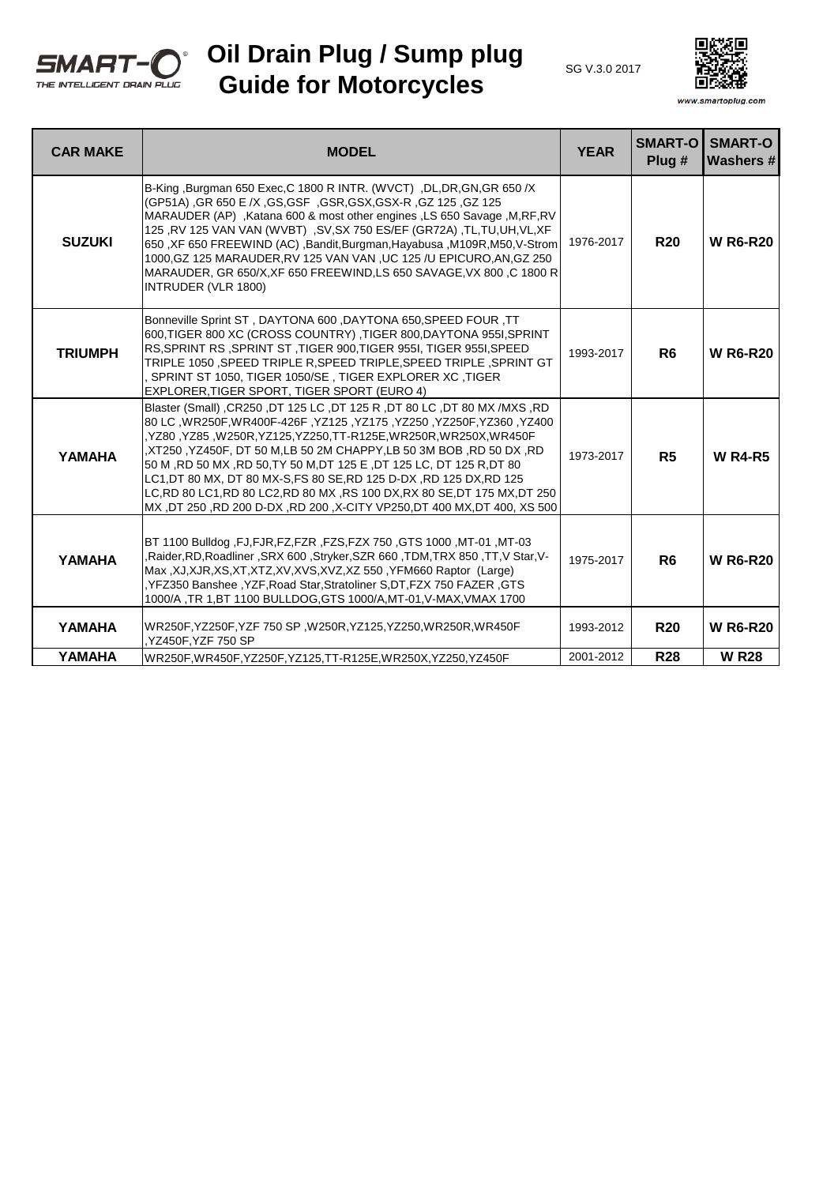# Oil Drain Plug / Sump plug Guide for Motorcycles

SG V.3.0 2017

www.smartoplug.com

| CAR MAKE | MODEL | YEAR | SMART-O Plug # | SMART-O Washers # |
|---|---|---|---|---|
| SUZUKI | B-King ,Burgman 650 Exec,C 1800 R INTR. (WVCT) ,DL,DR,GN,GR 650 /X (GP51A) ,GR 650 E /X ,GS,GSF ,GSR,GSX,GSX-R ,GZ 125 ,GZ 125 MARAUDER (AP) ,Katana 600 & most other engines ,LS 650 Savage ,M,RF,RV 125 ,RV 125 VAN VAN (WVBT) ,SV,SX 750 ES/EF (GR72A) ,TL,TU,UH,VL,XF 650 ,XF 650 FREEWIND (AC) ,Bandit,Burgman,Hayabusa ,M109R,M50,V-Strom 1000,GZ 125 MARAUDER,RV 125 VAN VAN ,UC 125 /U EPICURO,AN,GZ 250 MARAUDER, GR 650/X,XF 650 FREEWIND,LS 650 SAVAGE,VX 800 ,C 1800 R INTRUDER (VLR 1800) | 1976-2017 | R20 | W R6-R20 |
| TRIUMPH | Bonneville Sprint ST , DAYTONA 600 ,DAYTONA 650,SPEED FOUR ,TT 600,TIGER 800 XC (CROSS COUNTRY) ,TIGER 800,DAYTONA 955I,SPRINT RS,SPRINT RS ,SPRINT ST ,TIGER 900,TIGER 955I, TIGER 955I,SPEED TRIPLE 1050 ,SPEED TRIPLE R,SPEED TRIPLE,SPEED TRIPLE ,SPRINT GT , SPRINT ST 1050, TIGER 1050/SE , TIGER EXPLORER XC ,TIGER EXPLORER,TIGER SPORT, TIGER SPORT (EURO 4) | 1993-2017 | R6 | W R6-R20 |
| YAMAHA | Blaster (Small) ,CR250 ,DT 125 LC ,DT 125 R ,DT 80 LC ,DT 80 MX /MXS ,RD 80 LC ,WR250F,WR400F-426F ,YZ125 ,YZ175 ,YZ250 ,YZ250F,YZ360 ,YZ400 ,YZ80 ,YZ85 ,W250R,YZ125,YZ250,TT-R125E,WR250R,WR250X,WR450F ,XT250 ,YZ450F, DT 50 M,LB 50 2M CHAPPY,LB 50 3M BOB ,RD 50 DX ,RD 50 M ,RD 50 MX ,RD 50,TY 50 M,DT 125 E ,DT 125 LC, DT 125 R,DT 80 LC1,DT 80 MX, DT 80 MX-S,FS 80 SE,RD 125 D-DX ,RD 125 DX,RD 125 LC,RD 80 LC1,RD 80 LC2,RD 80 MX ,RS 100 DX,RX 80 SE,DT 175 MX,DT 250 MX ,DT 250 ,RD 200 D-DX ,RD 200 ,X-CITY VP250,DT 400 MX,DT 400, XS 500 | 1973-2017 | R5 | W R4-R5 |
| YAMAHA | BT 1100 Bulldog ,FJ,FJR,FZ,FZR ,FZS,FZX 750 ,GTS 1000 ,MT-01 ,MT-03 ,Raider,RD,Roadliner ,SRX 600 ,Stryker,SZR 660 ,TDM,TRX 850 ,TT,V Star,V-Max ,XJ,XJR,XS,XT,XTZ,XV,XVS,XVZ,XZ 550 ,YFM660 Raptor (Large) ,YFZ350 Banshee ,YZF,Road Star,Stratoliner S,DT,FZX 750 FAZER ,GTS 1000/A ,TR 1,BT 1100 BULLDOG,GTS 1000/A,MT-01,V-MAX,VMAX 1700 | 1975-2017 | R6 | W R6-R20 |
| YAMAHA | WR250F,YZ250F,YZF 750 SP ,W250R,YZ125,YZ250,WR250R,WR450F ,YZ450F,YZF 750 SP | 1993-2012 | R20 | W R6-R20 |
| YAMAHA | WR250F,WR450F,YZ250F,YZ125,TT-R125E,WR250X,YZ250,YZ450F | 2001-2012 | R28 | W R28 |